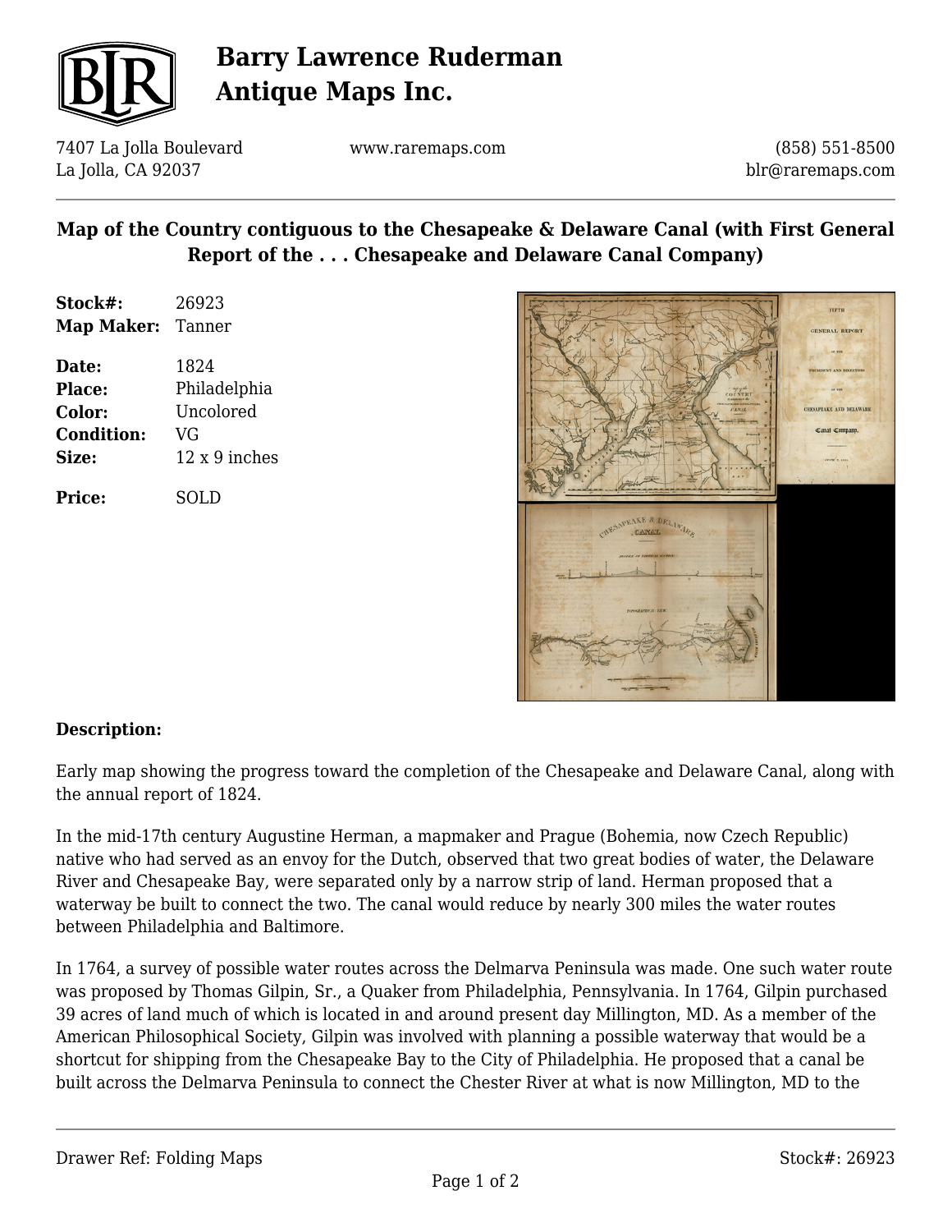# Barry Lawrence Ruderman Antique Maps Inc.

7407 La Jolla Boulevard
La Jolla, CA 92037

www.raremaps.com

(858) 551-8500
blr@raremaps.com

## Map of the Country contiguous to the Chesapeake & Delaware Canal (with First General Report of the . . . Chesapeake and Delaware Canal Company)

| | |
|---|---|
| **Stock#:** | 26923 |
| **Map Maker:** | Tanner |
| **Date:** | 1824 |
| **Place:** | Philadelphia |
| **Color:** | Uncolored |
| **Condition:** | VG |
| **Size:** | 12 x 9 inches |
| **Price:** | SOLD |

**Description:**

Early map showing the progress toward the completion of the Chesapeake and Delaware Canal, along with the annual report of 1824.

In the mid-17th century Augustine Herman, a mapmaker and Prague (Bohemia, now Czech Republic) native who had served as an envoy for the Dutch, observed that two great bodies of water, the Delaware River and Chesapeake Bay, were separated only by a narrow strip of land. Herman proposed that a waterway be built to connect the two. The canal would reduce by nearly 300 miles the water routes between Philadelphia and Baltimore.

In 1764, a survey of possible water routes across the Delmarva Peninsula was made. One such water route was proposed by Thomas Gilpin, Sr., a Quaker from Philadelphia, Pennsylvania. In 1764, Gilpin purchased 39 acres of land much of which is located in and around present day Millington, MD. As a member of the American Philosophical Society, Gilpin was involved with planning a possible waterway that would be a shortcut for shipping from the Chesapeake Bay to the City of Philadelphia. He proposed that a canal be built across the Delmarva Peninsula to connect the Chester River at what is now Millington, MD to the

Drawer Ref: Folding Maps

Stock#: 26923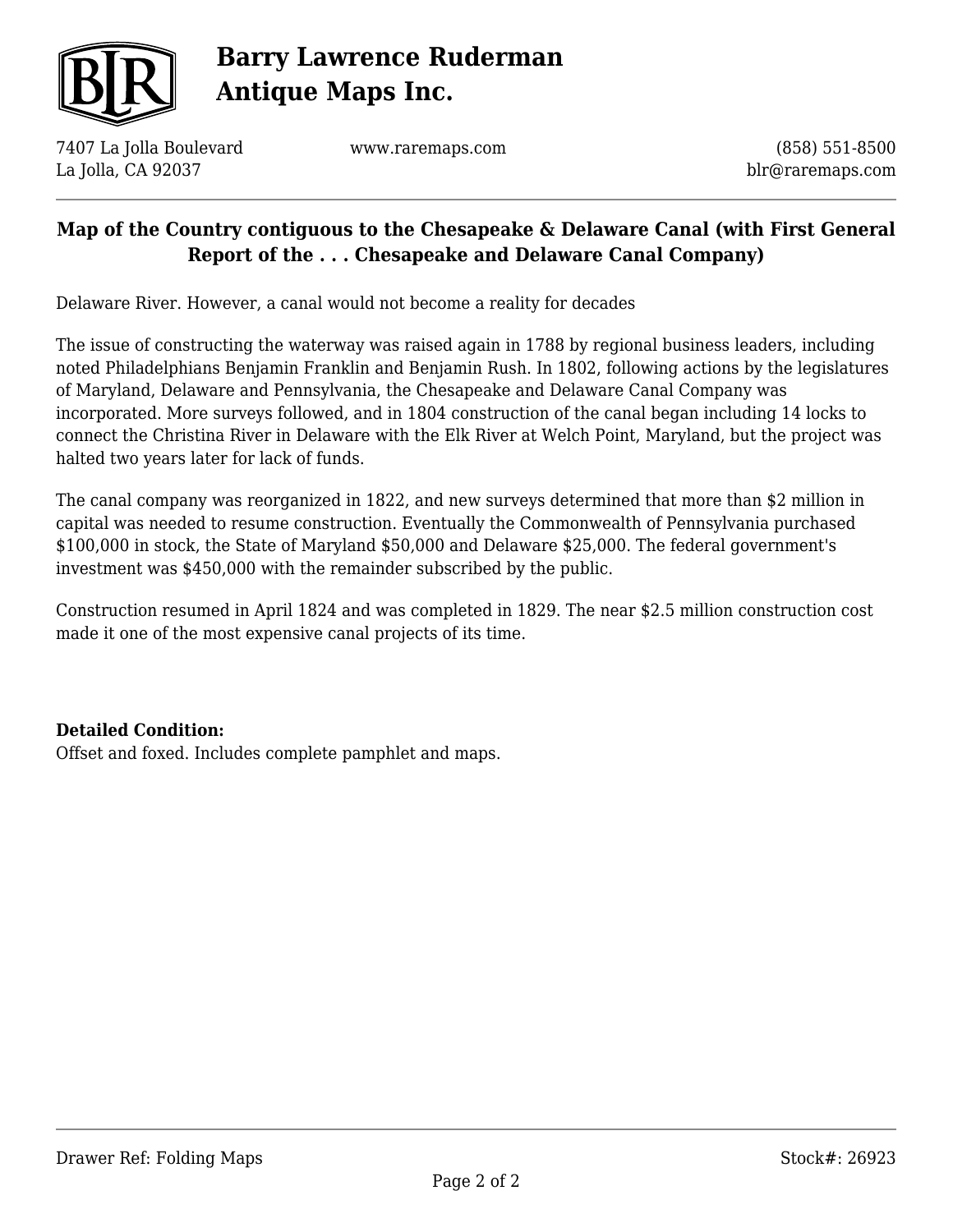**Map of the Country contiguous to the Chesapeake & Delaware Canal (with First General Report of the . . . Chesapeake and Delaware Canal Company)**

Delaware River. However, a canal would not become a reality for decades

The issue of constructing the waterway was raised again in 1788 by regional business leaders, including noted Philadelphians Benjamin Franklin and Benjamin Rush. In 1802, following actions by the legislatures of Maryland, Delaware and Pennsylvania, the Chesapeake and Delaware Canal Company was incorporated. More surveys followed, and in 1804 construction of the canal began including 14 locks to connect the Christina River in Delaware with the Elk River at Welch Point, Maryland, but the project was halted two years later for lack of funds.

The canal company was reorganized in 1822, and new surveys determined that more than $2 million in capital was needed to resume construction. Eventually the Commonwealth of Pennsylvania purchased $100,000 in stock, the State of Maryland $50,000 and Delaware $25,000. The federal government's investment was $450,000 with the remainder subscribed by the public.

Construction resumed in April 1824 and was completed in 1829. The near $2.5 million construction cost made it one of the most expensive canal projects of its time.

**Detailed Condition:**
Offset and foxed. Includes complete pamphlet and maps.

Drawer Ref: Folding Maps

Stock#: 26923